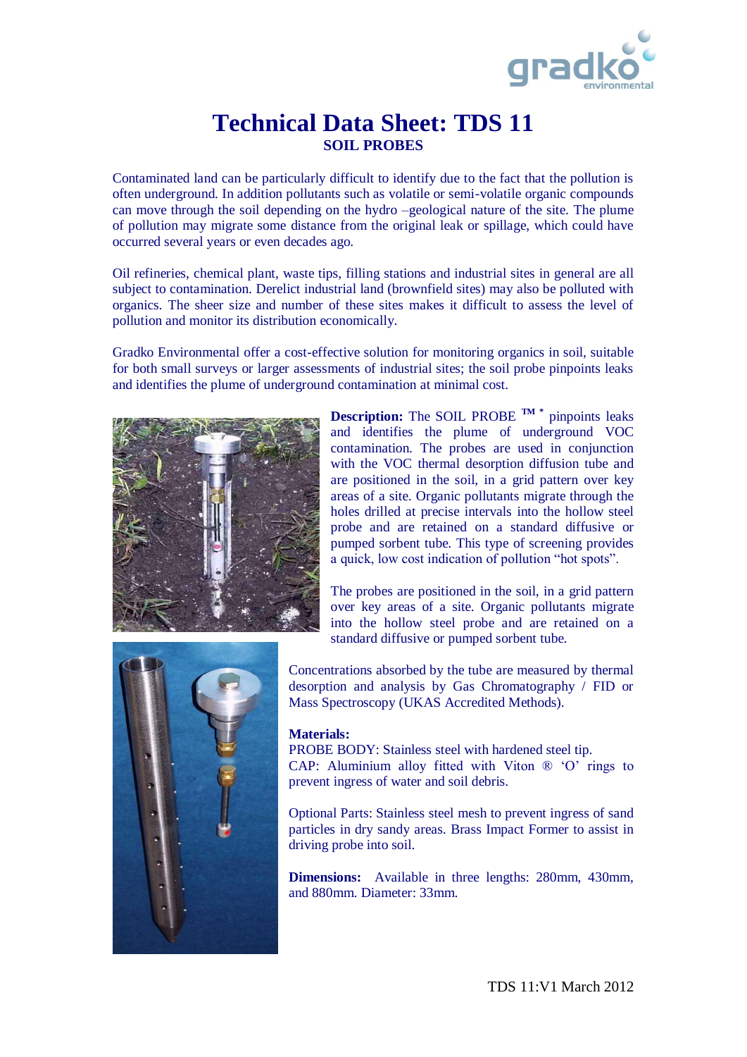# Technical Data Sheet: TDS 11

## SOIL PROBES

Contaminated land can be particularly difficult to identify due to the fact that the pollution is often underground. In addition pollutants such as volatile or semi-volatile organic compounds can move through the soil depending on the hydro –geological nature of the site. The plume of pollution may migrate some distance from the original leak or spillage, which could have occurred several years or even decades ago.

Oil refineries, chemical plant, waste tips, filling stations and industrial sites in general are all subject to contamination. Derelict industrial land (brownfield sites) may also be polluted with organics. The sheer size and number of these sites makes it difficult to assess the level of pollution and monitor its distribution economically.

Gradko Environmental offer a cost-effective solution for monitoring organics in soil, suitable for both small surveys or larger assessments of industrial sites; the soil probe pinpoints leaks and identifies the plume of underground contamination at minimal cost.

**Description:** The SOIL PROBE ™ * pinpoints leaks and identifies the plume of underground VOC contamination. The probes are used in conjunction with the VOC thermal desorption diffusion tube and are positioned in the soil, in a grid pattern over key areas of a site. Organic pollutants migrate through the holes drilled at precise intervals into the hollow steel probe and are retained on a standard diffusive or pumped sorbent tube. This type of screening provides a quick, low cost indication of pollution "hot spots".

The probes are positioned in the soil, in a grid pattern over key areas of a site. Organic pollutants migrate into the hollow steel probe and are retained on a standard diffusive or pumped sorbent tube.

Concentrations absorbed by the tube are measured by thermal desorption and analysis by Gas Chromatography / FID or Mass Spectroscopy (UKAS Accredited Methods).

**Materials:**
PROBE BODY: Stainless steel with hardened steel tip.
CAP: Aluminium alloy fitted with Viton ® 'O' rings to prevent ingress of water and soil debris.

Optional Parts: Stainless steel mesh to prevent ingress of sand particles in dry sandy areas. Brass Impact Former to assist in driving probe into soil.

**Dimensions:** Available in three lengths: 280mm, 430mm, and 880mm. Diameter: 33mm.

TDS 11:V1 March 2012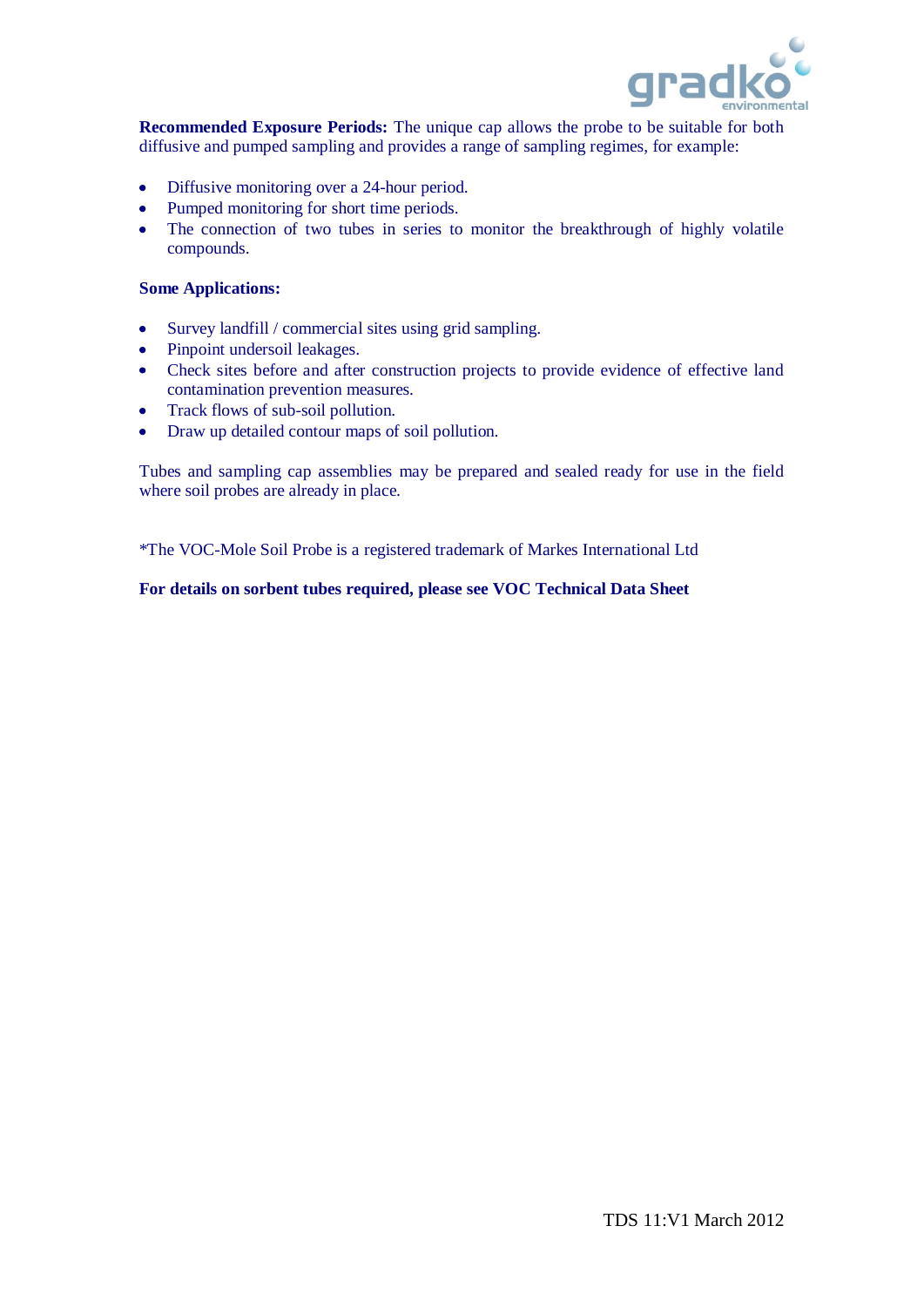**Recommended Exposure Periods:** The unique cap allows the probe to be suitable for both diffusive and pumped sampling and provides a range of sampling regimes, for example:

- Diffusive monitoring over a 24-hour period.
- Pumped monitoring for short time periods.
- The connection of two tubes in series to monitor the breakthrough of highly volatile compounds.

**Some Applications:**

- Survey landfill / commercial sites using grid sampling.
- Pinpoint undersoil leakages.
- Check sites before and after construction projects to provide evidence of effective land contamination prevention measures.
- Track flows of sub-soil pollution.
- Draw up detailed contour maps of soil pollution.

Tubes and sampling cap assemblies may be prepared and sealed ready for use in the field where soil probes are already in place.

*The VOC-Mole Soil Probe is a registered trademark of Markes International Ltd

**For details on sorbent tubes required, please see VOC Technical Data Sheet**

TDS 11:V1 March 2012